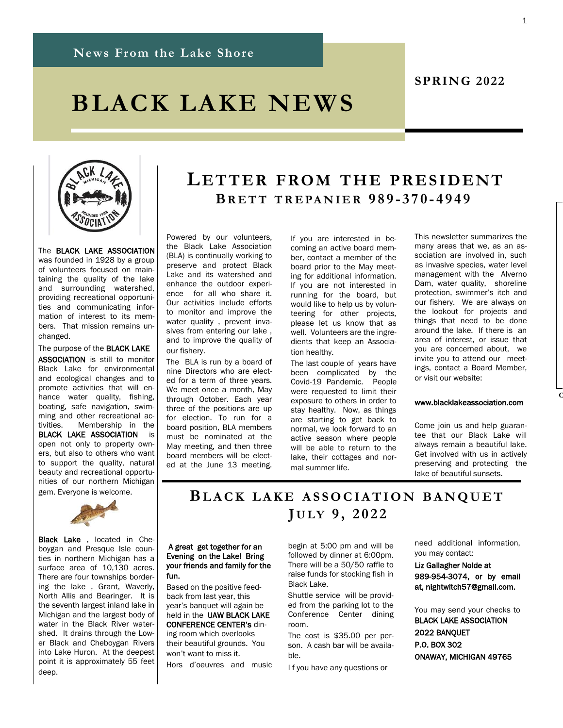News From the Lake Shore

# BLACK LAKE NEWS

**SPRING 2022**

The **BLACK LAKE ASSOCIATION** was founded in 1928 by a group of volunteers focused on maintaining the quality of the lake and surrounding watershed, providing recreational opportunities and communicating information of interest to its members. That mission remains unchanged.

The purpose of the **BLACK LAKE ASSOCIATION** is still to monitor Black Lake for environmental and ecological changes and to promote activities that will enhance water quality, fishing, boating, safe navigation, swimming and other recreational activities. Membership in the **BLACK LAKE ASSOCIATION** is open not only to property owners, but also to others who want to support the quality, natural beauty and recreational opportunities of our northern Michigan gem. Everyone is welcome.

**Black Lake**, located in Cheboygan and Presque Isle counties in northern Michigan has a surface area of 10,130 acres. There are four townships bordering the lake, Grant, Waverly, North Allis and Bearinger. It is the seventh largest inland lake in Michigan and the largest body of water in the Black River watershed. It drains through the Lower Black and Cheboygan Rivers into Lake Huron. At the deepest point it is approximately 55 feet deep.

## LETTER FROM THE PRESIDENT

### BRETT TREPANIER 989-370-4949

Powered by our volunteers, the Black Lake Association (BLA) is continually working to preserve and protect Black Lake and its watershed and enhance the outdoor experience for all who share it. Our activities include efforts to monitor and improve the water quality, prevent invasives from entering our lake, and to improve the quality of our fishery.

The BLA is run by a board of nine Directors who are elected for a term of three years. We meet once a month, May through October. Each year three of the positions are up for election. To run for a board position, BLA members must be nominated at the May meeting, and then three board members will be elected at the June 13 meeting.

If you are interested in becoming an active board member, contact a member of the board prior to the May meeting for additional information. If you are not interested in running for the board, but would like to help us by volunteering for other projects, please let us know that as well. Volunteers are the ingredients that keep an Association healthy.

The last couple of years have been complicated by the Covid-19 Pandemic. People were requested to limit their exposure to others in order to stay healthy. Now, as things are starting to get back to normal, we look forward to an active season where people will be able to return to the lake, their cottages and normal summer life.

This newsletter summarizes the many areas that we, as an association are involved in, such as invasive species, water level management with the Alverno Dam, water quality, shoreline protection, swimmer's itch and our fishery. We are always on the lookout for projects and things that need to be done around the lake. If there is an area of interest, or issue that you are concerned about, we invite you to attend our meetings, contact a Board Member, or visit our website:

www.blacklakeassociation.com

Come join us and help guarantee that our Black Lake will always remain a beautiful lake. Get involved with us in actively preserving and protecting the lake of beautiful sunsets.

## BLACK LAKE ASSOCIATION BANQUET

### JULY 9, 2022

**A great get together for an Evening on the Lake! Bring your friends and family for the fun.**

Based on the positive feedback from last year, this year's banquet will again be held in the **UAW BLACK LAKE CONFERENCE CENTER's** dining room which overlooks their beautiful grounds. You won't want to miss it.

Hors d'oeuvres and music begin at 5:00 pm and will be followed by dinner at 6:00pm. There will be a 50/50 raffle to raise funds for stocking fish in Black Lake.

Shuttle service will be provided from the parking lot to the Conference Center dining room.

The cost is $35.00 per person. A cash bar will be available.

I f you have any questions or need additional information, you may contact:

**Liz Gallagher Nolde at 989-954-3074, or by email at, nightwitch57@gmail.com.**

You may send your checks to

**BLACK LAKE ASSOCIATION**
**2022 BANQUET**
**P.O. BOX 302**
**ONAWAY, MICHIGAN 49765**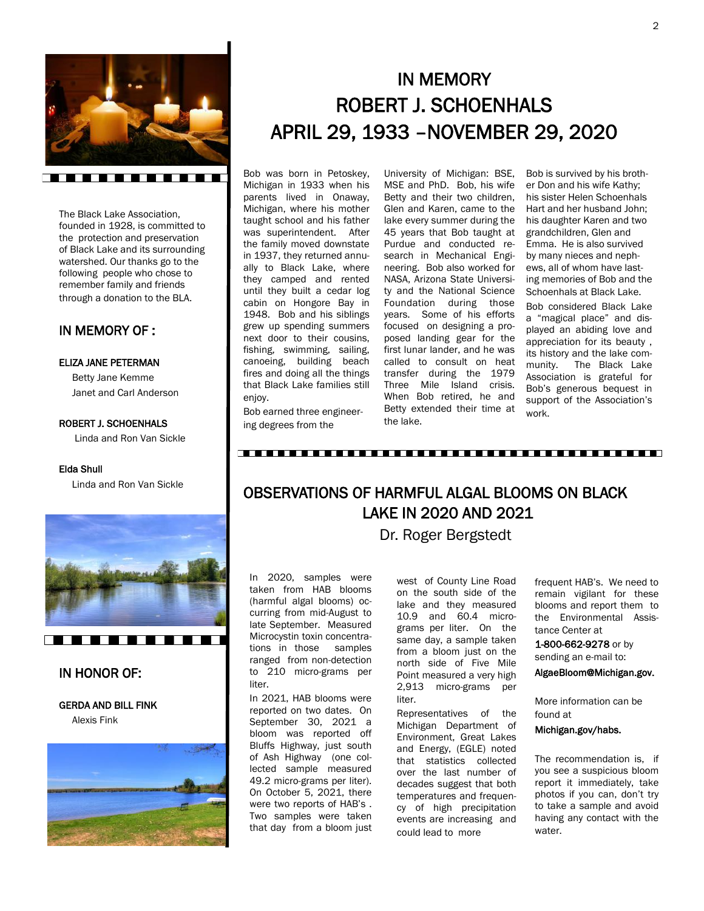The Black Lake Association, founded in 1928, is committed to the protection and preservation of Black Lake and its surrounding watershed. Our thanks go to the following people who chose to remember family and friends through a donation to the BLA.

## IN MEMORY OF :

**ELIZA JANE PETERMAN**
Betty Jane Kemme
Janet and Carl Anderson

**ROBERT J. SCHOENHALS**
Linda and Ron Van Sickle

**Elda Shull**
Linda and Ron Van Sickle

## IN HONOR OF:

**GERDA AND BILL FINK**
Alexis Fink

# IN MEMORY ROBERT J. SCHOENHALS APRIL 29, 1933 –NOVEMBER 29, 2020

Bob was born in Petoskey, Michigan in 1933 when his parents lived in Onaway, Michigan, where his mother taught school and his father was superintendent. After the family moved downstate in 1937, they returned annually to Black Lake, where they camped and rented until they built a cedar log cabin on Hongore Bay in 1948. Bob and his siblings grew up spending summers next door to their cousins, fishing, swimming, sailing, canoeing, building beach fires and doing all the things that Black Lake families still enjoy.

Bob earned three engineering degrees from the University of Michigan: BSE, MSE and PhD. Bob, his wife Betty and their two children, Glen and Karen, came to the lake every summer during the 45 years that Bob taught at Purdue and conducted research in Mechanical Engineering. Bob also worked for NASA, Arizona State University and the National Science Foundation during those years. Some of his efforts focused on designing a proposed landing gear for the first lunar lander, and he was called to consult on heat transfer during the 1979 Three Mile Island crisis. When Bob retired, he and Betty extended their time at the lake.

Bob is survived by his brother Don and his wife Kathy; his sister Helen Schoenhals Hart and her husband John; his daughter Karen and two grandchildren, Glen and Emma. He is also survived by many nieces and nephews, all of whom have lasting memories of Bob and the Schoenhals at Black Lake.

Bob considered Black Lake a "magical place" and displayed an abiding love and appreciation for its beauty , its history and the lake community. The Black Lake Association is grateful for Bob's generous bequest in support of the Association's work.

# OBSERVATIONS OF HARMFUL ALGAL BLOOMS ON BLACK LAKE IN 2020 AND 2021

Dr. Roger Bergstedt

In 2020, samples were taken from HAB blooms (harmful algal blooms) occurring from mid-August to late September. Measured Microcystin toxin concentrations in those samples ranged from non-detection to 210 micro-grams per liter.

In 2021, HAB blooms were reported on two dates. On September 30, 2021 a bloom was reported off Bluffs Highway, just south of Ash Highway (one collected sample measured 49.2 micro-grams per liter). On October 5, 2021, there were two reports of HAB's . Two samples were taken that day from a bloom just west of County Line Road on the south side of the lake and they measured 10.9 and 60.4 micro-grams per liter. On the same day, a sample taken from a bloom just on the north side of Five Mile Point measured a very high 2,913 micro-grams per liter.

Representatives of the Michigan Department of Environment, Great Lakes and Energy, (EGLE) noted that statistics collected over the last number of decades suggest that both temperatures and frequency of high precipitation events are increasing and could lead to more frequent HAB's. We need to remain vigilant for these blooms and report them to the Environmental Assistance Center at

**1-800-662-9278** or by sending an e-mail to:

**AlgaeBloom@Michigan.gov.**

More information can be found at

**Michigan.gov/habs.**

The recommendation is, if you see a suspicious bloom report it immediately, take photos if you can, don't try to take a sample and avoid having any contact with the water.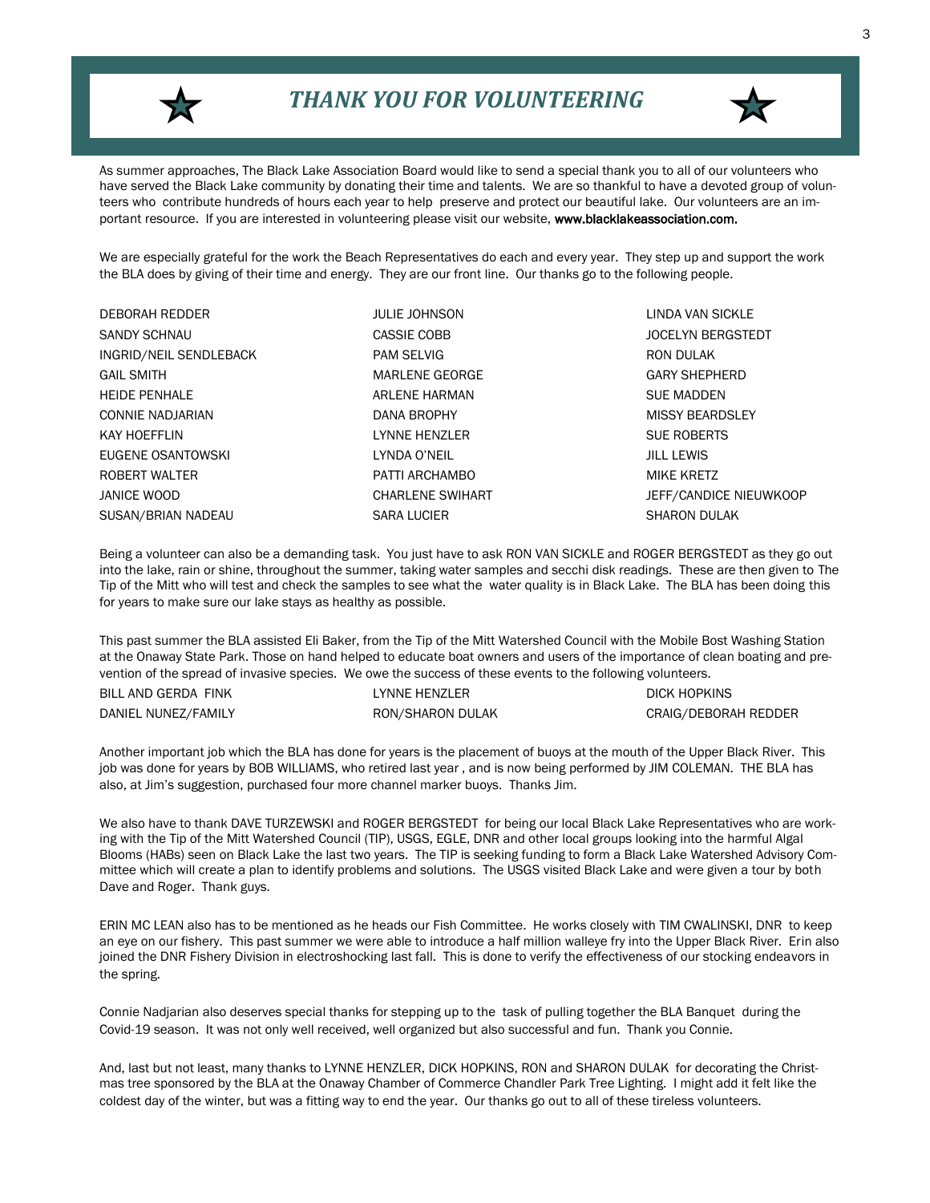# *THANK YOU FOR VOLUNTEERING*

As summer approaches, The Black Lake Association Board would like to send a special thank you to all of our volunteers who have served the Black Lake community by donating their time and talents. We are so thankful to have a devoted group of volunteers who contribute hundreds of hours each year to help preserve and protect our beautiful lake. Our volunteers are an important resource. If you are interested in volunteering please visit our website, **www.blacklakeassociation.com.**

We are especially grateful for the work the Beach Representatives do each and every year. They step up and support the work the BLA does by giving of their time and energy. They are our front line. Our thanks go to the following people.

| | | |
|---|---|---|
| DEBORAH REDDER | JULIE JOHNSON | LINDA VAN SICKLE |
| SANDY SCHNAU | CASSIE COBB | JOCELYN BERGSTEDT |
| INGRID/NEIL SENDLEBACK | PAM SELVIG | RON DULAK |
| GAIL SMITH | MARLENE GEORGE | GARY SHEPHERD |
| HEIDE PENHALE | ARLENE HARMAN | SUE MADDEN |
| CONNIE NADJARIAN | DANA BROPHY | MISSY BEARDSLEY |
| KAY HOEFFLIN | LYNNE HENZLER | SUE ROBERTS |
| EUGENE OSANTOWSKI | LYNDA O'NEIL | JILL LEWIS |
| ROBERT WALTER | PATTI ARCHAMBO | MIKE KRETZ |
| JANICE WOOD | CHARLENE SWIHART | JEFF/CANDICE NIEUWKOOP |
| SUSAN/BRIAN NADEAU | SARA LUCIER | SHARON DULAK |

Being a volunteer can also be a demanding task. You just have to ask RON VAN SICKLE and ROGER BERGSTEDT as they go out into the lake, rain or shine, throughout the summer, taking water samples and secchi disk readings. These are then given to The Tip of the Mitt who will test and check the samples to see what the water quality is in Black Lake. The BLA has been doing this for years to make sure our lake stays as healthy as possible.

This past summer the BLA assisted Eli Baker, from the Tip of the Mitt Watershed Council with the Mobile Bost Washing Station at the Onaway State Park. Those on hand helped to educate boat owners and users of the importance of clean boating and prevention of the spread of invasive species. We owe the success of these events to the following volunteers.

| | | |
|---|---|---|
| BILL AND GERDA FINK | LYNNE HENZLER | DICK HOPKINS |
| DANIEL NUNEZ/FAMILY | RON/SHARON DULAK | CRAIG/DEBORAH REDDER |

Another important job which the BLA has done for years is the placement of buoys at the mouth of the Upper Black River. This job was done for years by BOB WILLIAMS, who retired last year , and is now being performed by JIM COLEMAN. THE BLA has also, at Jim's suggestion, purchased four more channel marker buoys. Thanks Jim.

We also have to thank DAVE TURZEWSKI and ROGER BERGSTEDT for being our local Black Lake Representatives who are working with the Tip of the Mitt Watershed Council (TIP), USGS, EGLE, DNR and other local groups looking into the harmful Algal Blooms (HABs) seen on Black Lake the last two years. The TIP is seeking funding to form a Black Lake Watershed Advisory Committee which will create a plan to identify problems and solutions. The USGS visited Black Lake and were given a tour by both Dave and Roger. Thank guys.

ERIN MC LEAN also has to be mentioned as he heads our Fish Committee. He works closely with TIM CWALINSKI, DNR to keep an eye on our fishery. This past summer we were able to introduce a half million walleye fry into the Upper Black River. Erin also joined the DNR Fishery Division in electroshocking last fall. This is done to verify the effectiveness of our stocking endeavors in the spring.

Connie Nadjarian also deserves special thanks for stepping up to the task of pulling together the BLA Banquet during the Covid-19 season. It was not only well received, well organized but also successful and fun. Thank you Connie.

And, last but not least, many thanks to LYNNE HENZLER, DICK HOPKINS, RON and SHARON DULAK for decorating the Christmas tree sponsored by the BLA at the Onaway Chamber of Commerce Chandler Park Tree Lighting. I might add it felt like the coldest day of the winter, but was a fitting way to end the year. Our thanks go out to all of these tireless volunteers.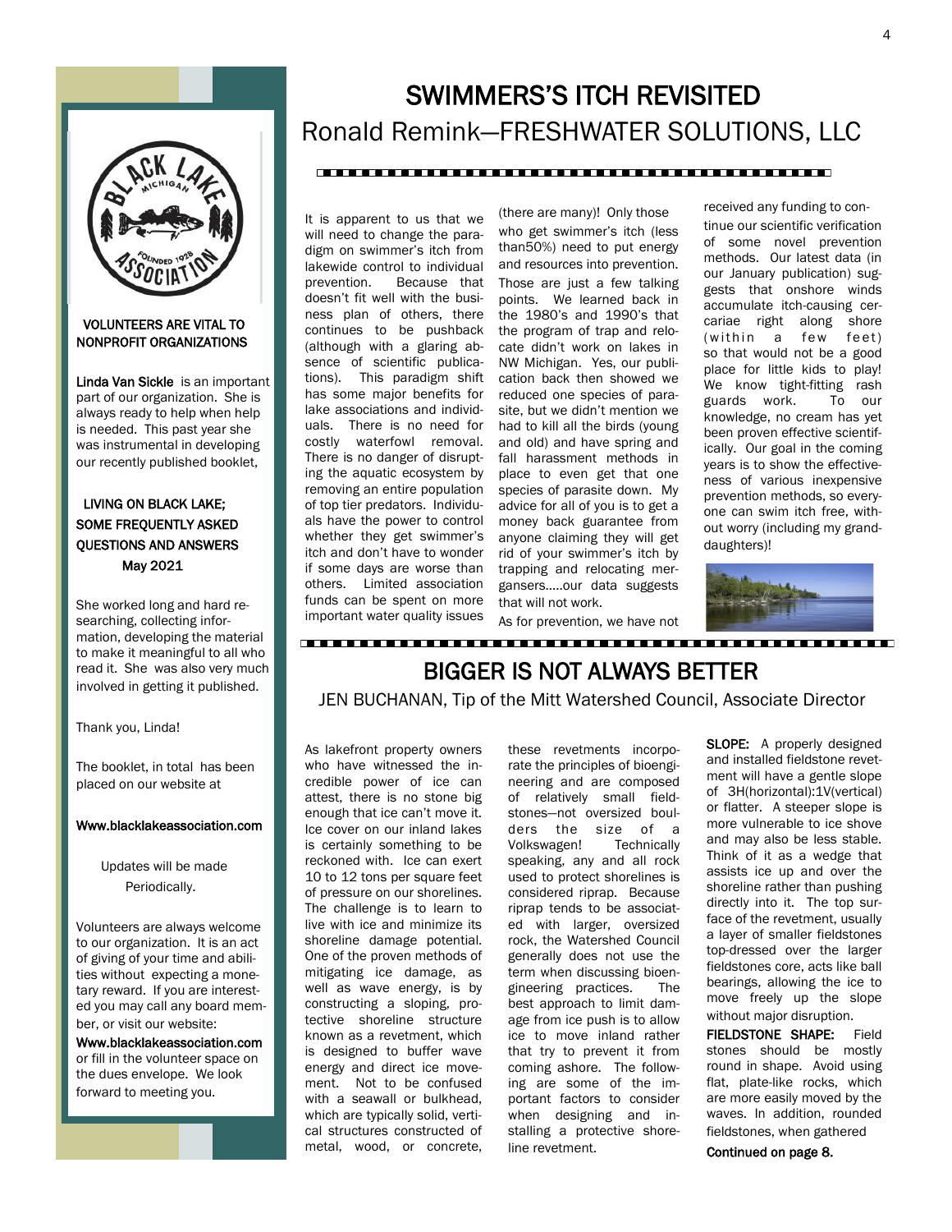# SWIMMERS'S ITCH REVISITED

## Ronald Remink—FRESHWATER SOLUTIONS, LLC

It is apparent to us that we will need to change the paradigm on swimmer's itch from lakewide control to individual prevention. Because that doesn't fit well with the business plan of others, there continues to be pushback (although with a glaring absence of scientific publications). This paradigm shift has some major benefits for lake associations and individuals. There is no need for costly waterfowl removal. There is no danger of disrupting the aquatic ecosystem by removing an entire population of top tier predators. Individuals have the power to control whether they get swimmer's itch and don't have to wonder if some days are worse than others. Limited association funds can be spent on more important water quality issues (there are many)! Only those who get swimmer's itch (less than50%) need to put energy and resources into prevention. Those are just a few talking points. We learned back in the 1980's and 1990's that the program of trap and relocate didn't work on lakes in NW Michigan. Yes, our publication back then showed we reduced one species of parasite, but we didn't mention we had to kill all the birds (young and old) and have spring and fall harassment methods in place to even get that one species of parasite down. My advice for all of you is to get a money back guarantee from anyone claiming they will get rid of your swimmer's itch by trapping and relocating mergansers.....our data suggests that will not work.

As for prevention, we have not received any funding to continue our scientific verification of some novel prevention methods. Our latest data (in our January publication) suggests that onshore winds accumulate itch-causing cercariae right along shore (within a few feet) so that would not be a good place for little kids to play! We know tight-fitting rash guards work. To our knowledge, no cream has yet been proven effective scientifically. Our goal in the coming years is to show the effectiveness of various inexpensive prevention methods, so everyone can swim itch free, without worry (including my granddaughters)!

# BIGGER IS NOT ALWAYS BETTER

## JEN BUCHANAN, Tip of the Mitt Watershed Council, Associate Director

As lakefront property owners who have witnessed the incredible power of ice can attest, there is no stone big enough that ice can't move it. Ice cover on our inland lakes is certainly something to be reckoned with. Ice can exert 10 to 12 tons per square feet of pressure on our shorelines. The challenge is to learn to live with ice and minimize its shoreline damage potential. One of the proven methods of mitigating ice damage, as well as wave energy, is by constructing a sloping, protective shoreline structure known as a revetment, which is designed to buffer wave energy and direct ice movement. Not to be confused with a seawall or bulkhead, which are typically solid, vertical structures constructed of metal, wood, or concrete, these revetments incorporate the principles of bioengineering and are composed of relatively small fieldstones—not oversized boulders the size of a Volkswagen! Technically speaking, any and all rock used to protect shorelines is considered riprap. Because riprap tends to be associated with larger, oversized rock, the Watershed Council generally does not use the term when discussing bioengineering practices. The best approach to limit damage from ice push is to allow ice to move inland rather that try to prevent it from coming ashore. The following are some of the important factors to consider when designing and installing a protective shoreline revetment.

**SLOPE:** A properly designed and installed fieldstone revetment will have a gentle slope of 3H(horizontal):1V(vertical) or flatter. A steeper slope is more vulnerable to ice shove and may also be less stable. Think of it as a wedge that assists ice up and over the shoreline rather than pushing directly into it. The top surface of the revetment, usually a layer of smaller fieldstones top-dressed over the larger fieldstones core, acts like ball bearings, allowing the ice to move freely up the slope without major disruption.

**FIELDSTONE SHAPE:** Field stones should be mostly round in shape. Avoid using flat, plate-like rocks, which are more easily moved by the waves. In addition, rounded fieldstones, when gathered

**Continued on page 8.**

---

**VOLUNTEERS ARE VITAL TO NONPROFIT ORGANIZATIONS**

**Linda Van Sickle** is an important part of our organization. She is always ready to help when help is needed. This past year she was instrumental in developing our recently published booklet,

**LIVING ON BLACK LAKE; SOME FREQUENTLY ASKED QUESTIONS AND ANSWERS May 2021**

She worked long and hard researching, collecting information, developing the material to make it meaningful to all who read it. She was also very much involved in getting it published.

Thank you, Linda!

The booklet, in total has been placed on our website at

**Www.blacklakeassociation.com**

Updates will be made Periodically.

Volunteers are always welcome to our organization. It is an act of giving of your time and abilities without expecting a monetary reward. If you are interested you may call any board member, or visit our website:

**Www.blacklakeassociation.com** or fill in the volunteer space on the dues envelope. We look forward to meeting you.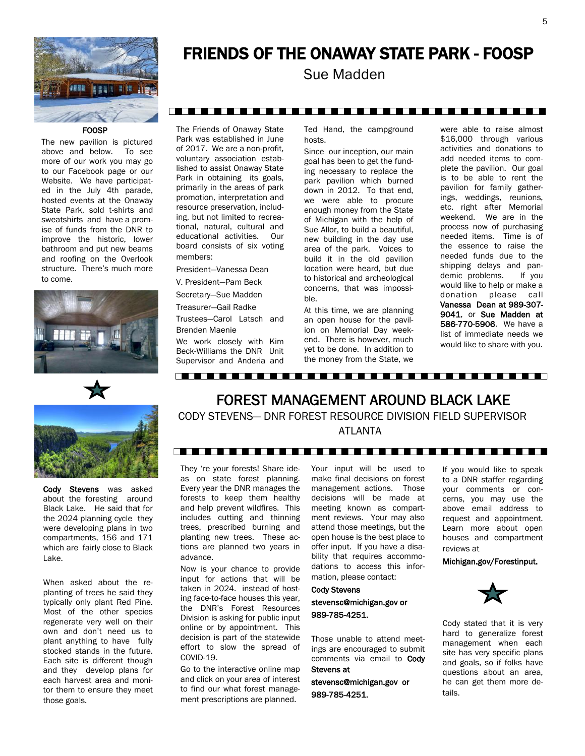# FRIENDS OF THE ONAWAY STATE PARK - FOOSP

Sue Madden

**FOOSP**

The new pavilion is pictured above and below. To see more of our work you may go to our Facebook page or our Website. We have participated in the July 4th parade, hosted events at the Onaway State Park, sold t-shirts and sweatshirts and have a promise of funds from the DNR to improve the historic, lower bathroom and put new beams and roofing on the Overlook structure. There's much more to come.

The Friends of Onaway State Park was established in June of 2017. We are a non-profit, voluntary association established to assist Onaway State Park in obtaining its goals, primarily in the areas of park promotion, interpretation and resource preservation, including, but not limited to recreational, natural, cultural and educational activities. Our board consists of six voting members:

President—Vanessa Dean

V. President—Pam Beck

Secretary—Sue Madden

Treasurer—Gail Radke

Trustees—Carol Latsch and Brenden Maenie

We work closely with Kim Beck-Williams the DNR Unit Supervisor and Anderia and Ted Hand, the campground hosts.

Since our inception, our main goal has been to get the funding necessary to replace the park pavilion which burned down in 2012. To that end, we were able to procure enough money from the State of Michigan with the help of Sue Allor, to build a beautiful, new building in the day use area of the park. Voices to build it in the old pavilion location were heard, but due to historical and archeological concerns, that was impossible.

At this time, we are planning an open house for the pavilion on Memorial Day weekend. There is however, much yet to be done. In addition to the money from the State, we were able to raise almost $16,000 through various activities and donations to add needed items to complete the pavilion. Our goal is to be able to rent the pavilion for family gatherings, weddings, reunions, etc. right after Memorial weekend. We are in the process now of purchasing needed items. Time is of the essence to raise the needed funds due to the shipping delays and pandemic problems. If you would like to help or make a donation please call **Vanessa Dean at 989-307-9041**, or **Sue Madden at 586-770-5906**. We have a list of immediate needs we would like to share with you.

# FOREST MANAGEMENT AROUND BLACK LAKE

CODY STEVENS— DNR FOREST RESOURCE DIVISION FIELD SUPERVISOR ATLANTA

**Cody Stevens** was asked about the foresting around Black Lake. He said that for the 2024 planning cycle they were developing plans in two compartments, 156 and 171 which are fairly close to Black Lake.

When asked about the replanting of trees he said they typically only plant Red Pine. Most of the other species regenerate very well on their own and don't need us to plant anything to have fully stocked stands in the future. Each site is different though and they develop plans for each harvest area and monitor them to ensure they meet those goals.

They 're your forests! Share ideas on state forest planning. Every year the DNR manages the forests to keep them healthy and help prevent wildfires. This includes cutting and thinning trees, prescribed burning and planting new trees. These actions are planned two years in advance.

Now is your chance to provide input for actions that will be taken in 2024. instead of hosting face-to-face houses this year, the DNR's Forest Resources Division is asking for public input online or by appointment. This decision is part of the statewide effort to slow the spread of COVID-19.

Go to the interactive online map and click on your area of interest to find our what forest management prescriptions are planned.

Your input will be used to make final decisions on forest management actions. Those decisions will be made at meeting known as compartment reviews. Your may also attend those meetings, but the open house is the best place to offer input. If you have a disability that requires accommodations to access this information, please contact:

**Cody Stevens**

**stevensc@michigan.gov or**

**989-785-4251.**

Those unable to attend meetings are encouraged to submit comments via email to **Cody Stevens at**

**stevensc@michigan.gov or**

**989-785-4251.**

If you would like to speak to a DNR staffer regarding your comments or concerns, you may use the above email address to request and appointment. Learn more about open houses and compartment reviews at

**Michigan.gov/Forestinput.**

Cody stated that it is very hard to generalize forest management when each site has very specific plans and goals, so if folks have questions about an area, he can get them more details.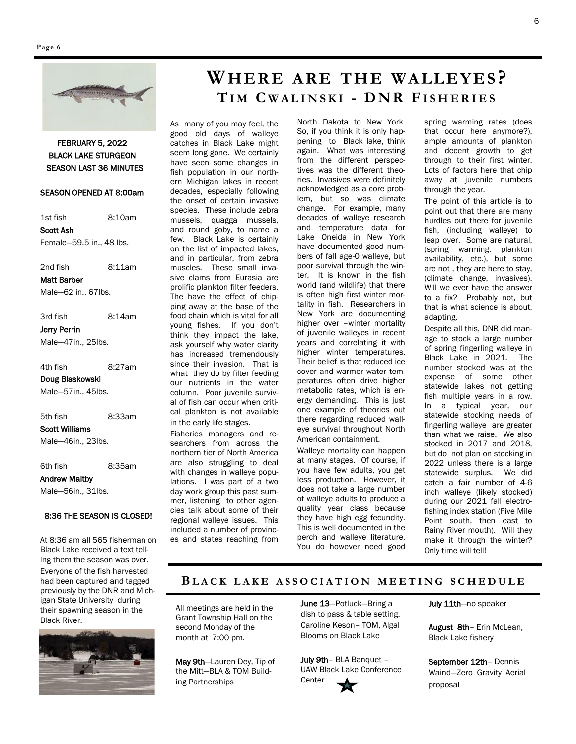FEBRUARY 5, 2022
BLACK LAKE STURGEON
SEASON LAST 36 MINUTES

SEASON OPENED AT 8:00am

1st fish 8:10am
**Scott Ash**
Female—59.5 in., 48 lbs.

2nd fish 8:11am
**Matt Barber**
Male—62 in., 67lbs.

3rd fish 8:14am
**Jerry Perrin**
Male—47in., 25lbs.

4th fish 8:27am
**Doug Blaskowski**
Male—57in., 45lbs.

5th fish 8:33am
**Scott Williams**
Male—46in., 23lbs.

6th fish 8:35am
**Andrew Maltby**
Male—56in., 31lbs.

8:36 THE SEASON IS CLOSED!

At 8:36 am all 565 fisherman on Black Lake received a text telling them the season was over. Everyone of the fish harvested had been captured and tagged previously by the DNR and Michigan State University during their spawning season in the Black River.

# WHERE ARE THE WALLEYES?

## TIM CWALINSKI - DNR FISHERIES

As many of you may feel, the good old days of walleye catches in Black Lake might seem long gone. We certainly have seen some changes in fish population in our northern Michigan lakes in recent decades, especially following the onset of certain invasive species. These include zebra mussels, quagga mussels, and round goby, to name a few. Black Lake is certainly on the list of impacted lakes, and in particular, from zebra muscles. These small invasive clams from Eurasia are prolific plankton filter feeders. The have the effect of chipping away at the base of the food chain which is vital for all young fishes. If you don't think they impact the lake, ask yourself why water clarity has increased tremendously since their invasion. That is what they do by filter feeding our nutrients in the water column. Poor juvenile survival of fish can occur when critical plankton is not available in the early life stages.

Fisheries managers and researchers from across the northern tier of North America are also struggling to deal with changes in walleye populations. I was part of a two day work group this past summer, listening to other agencies talk about some of their regional walleye issues. This included a number of provinces and states reaching from North Dakota to New York. So, if you think it is only happening to Black lake, think again. What was interesting from the different perspectives was the different theories. Invasives were definitely acknowledged as a core problem, but so was climate change. For example, many decades of walleye research and temperature data for Lake Oneida in New York have documented good numbers of fall age-0 walleye, but poor survival through the winter. It is known in the fish world (and wildlife) that there is often high first winter mortality in fish. Researchers in New York are documenting higher over –winter mortality of juvenile walleyes in recent years and correlating it with higher winter temperatures. Their belief is that reduced ice cover and warmer water temperatures often drive higher metabolic rates, which is energy demanding. This is just one example of theories out there regarding reduced walleye survival throughout North American containment.

Walleye mortality can happen at many stages. Of course, if you have few adults, you get less production. However, it does not take a large number of walleye adults to produce a quality year class because they have high egg fecundity. This is well documented in the perch and walleye literature. You do however need good spring warming rates (does that occur here anymore?), ample amounts of plankton and decent growth to get through to their first winter. Lots of factors here that chip away at juvenile numbers through the year.

The point of this article is to point out that there are many hurdles out there for juvenile fish, (including walleye) to leap over. Some are natural, (spring warming, plankton availability, etc.), but some are not , they are here to stay, (climate change, invasives). Will we ever have the answer to a fix? Probably not, but that is what science is about, adapting.

Despite all this, DNR did manage to stock a large number of spring fingerling walleye in Black Lake in 2021. The number stocked was at the expense of some other statewide lakes not getting fish multiple years in a row. In a typical year, our statewide stocking needs of fingerling walleye are greater than what we raise. We also stocked in 2017 and 2018, but do not plan on stocking in 2022 unless there is a large statewide surplus. We did catch a fair number of 4-6 inch walleye (likely stocked) during our 2021 fall electrofishing index station (Five Mile Point south, then east to Rainy River mouth). Will they make it through the winter? Only time will tell!

## BLACK LAKE ASSOCIATION MEETING SCHEDULE

All meetings are held in the Grant Township Hall on the second Monday of the month at 7:00 pm.

**May 9th**—Lauren Dey, Tip of the Mitt—BLA & TOM Building Partnerships

**June 13**—Potluck—Bring a dish to pass & table setting. Caroline Keson– TOM, Algal Blooms on Black Lake

**July 9th**– BLA Banquet – UAW Black Lake Conference Center

**July 11th**—no speaker

**August 8th**– Erin McLean, Black Lake fishery

**September 12th**– Dennis Waind—Zero Gravity Aerial proposal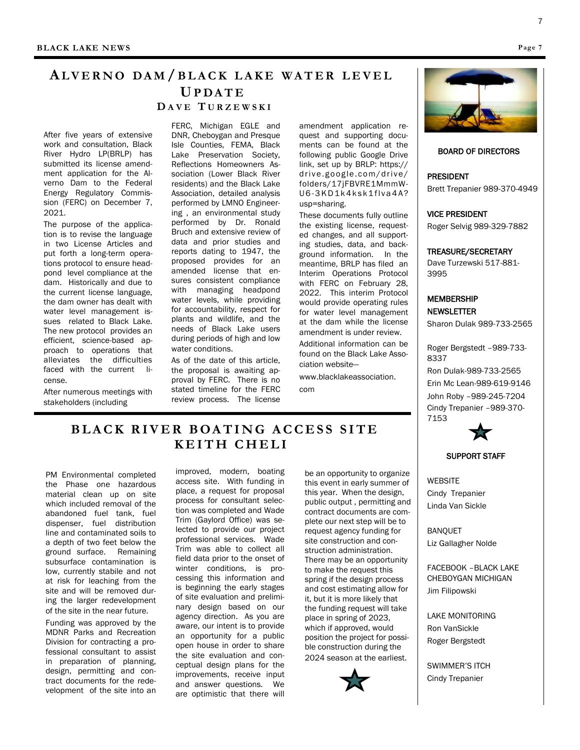# ALVERNO DAM / BLACK LAKE WATER LEVEL UPDATE

### DAVE TURZEWSKI

After five years of extensive work and consultation, Black River Hydro LP(BRLP) has submitted its license amendment application for the Alverno Dam to the Federal Energy Regulatory Commission (FERC) on December 7, 2021.

The purpose of the application is to revise the language in two License Articles and put forth a long-term operations protocol to ensure headpond level compliance at the dam. Historically and due to the current license language, the dam owner has dealt with water level management issues related to Black Lake. The new protocol provides an efficient, science-based approach to operations that alleviates the difficulties faced with the current license.

After numerous meetings with stakeholders (including FERC, Michigan EGLE and DNR, Cheboygan and Presque Isle Counties, FEMA, Black Lake Preservation Society, Reflections Homeowners Association (Lower Black River residents) and the Black Lake Association, detailed analysis performed by LMNO Engineering , an environmental study performed by Dr. Ronald Bruch and extensive review of data and prior studies and reports dating to 1947, the proposed provides for an amended license that ensures consistent compliance with managing headpond water levels, while providing for accountability, respect for plants and wildlife, and the needs of Black Lake users during periods of high and low water conditions.

As of the date of this article, the proposal is awaiting approval by FERC. There is no stated timeline for the FERC review process. The license amendment application request and supporting documents can be found at the following public Google Drive link, set up by BRLP: https://drive.google.com/drive/folders/17jFBVRE1MmmW-U6-3KD1k4ksk1fIva4A?usp=sharing.

These documents fully outline the existing license, requested changes, and all supporting studies, data, and background information. In the meantime, BRLP has filed an Interim Operations Protocol with FERC on February 28, 2022. This interim Protocol would provide operating rules for water level management at the dam while the license amendment is under review.

Additional information can be found on the Black Lake Association website—

www.blacklakeassociation.com

# BLACK RIVER BOATING ACCESS SITE

### KEITH CHELI

PM Environmental completed the Phase one hazardous material clean up on site which included removal of the abandoned fuel tank, fuel dispenser, fuel distribution line and contaminated soils to a depth of two feet below the ground surface. Remaining subsurface contamination is low, currently stable and not at risk for leaching from the site and will be removed during the larger redevelopment of the site in the near future.

Funding was approved by the MDNR Parks and Recreation Division for contracting a professional consultant to assist in preparation of planning, design, permitting and contract documents for the redevelopment of the site into an improved, modern, boating access site. With funding in place, a request for proposal process for consultant selection was completed and Wade Trim (Gaylord Office) was selected to provide our project professional services. Wade Trim was able to collect all field data prior to the onset of winter conditions, is processing this information and is beginning the early stages of site evaluation and preliminary design based on our agency direction. As you are aware, our intent is to provide an opportunity for a public open house in order to share the site evaluation and conceptual design plans for the improvements, receive input and answer questions. We are optimistic that there will be an opportunity to organize this event in early summer of this year. When the design, public output , permitting and contract documents are complete our next step will be to request agency funding for site construction and construction administration. There may be an opportunity to make the request this spring if the design process and cost estimating allow for it, but it is more likely that the funding request will take place in spring of 2023, which if approved, would position the project for possible construction during the 2024 season at the earliest.

---

**BOARD OF DIRECTORS**

**PRESIDENT**
Brett Trepanier 989-370-4949

**VICE PRESIDENT**
Roger Selvig 989-329-7882

**TREASURE/SECRETARY**
Dave Turzewski 517-881-3995

**MEMBERSHIP NEWSLETTER**
Sharon Dulak 989-733-2565

Roger Bergstedt –989-733-8337
Ron Dulak-989-733-2565
Erin Mc Lean-989-619-9146
John Roby –989-245-7204
Cindy Trepanier –989-370-7153

**SUPPORT STAFF**

WEBSITE
Cindy Trepanier
Linda Van Sickle

BANQUET
Liz Gallagher Nolde

FACEBOOK –BLACK LAKE CHEBOYGAN MICHIGAN
Jim Filipowski

LAKE MONITORING
Ron VanSickle
Roger Bergstedt

SWIMMER'S ITCH
Cindy Trepanier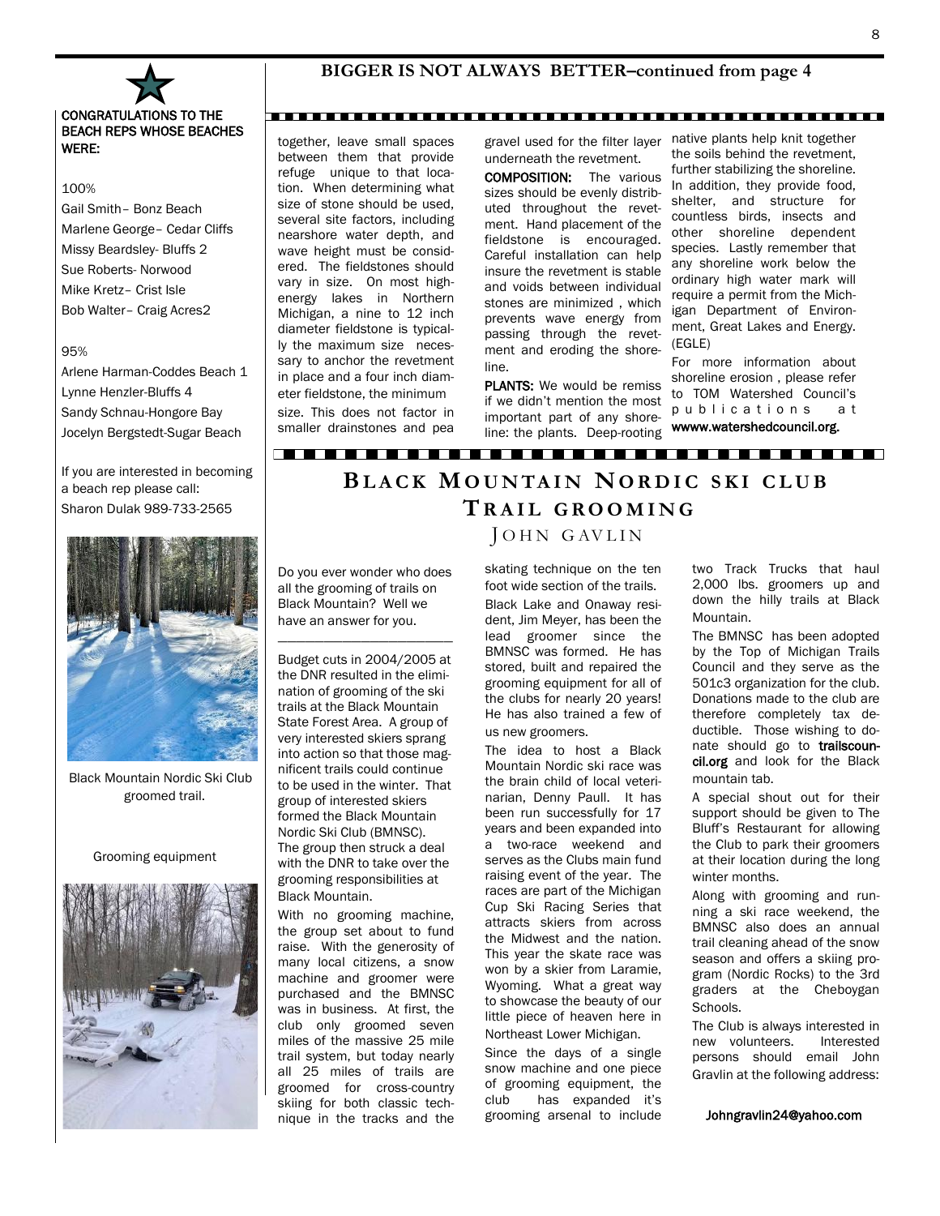CONGRATULATIONS TO THE BEACH REPS WHOSE BEACHES WERE:

100%

Gail Smith– Bonz Beach
Marlene George– Cedar Cliffs
Missy Beardsley- Bluffs 2
Sue Roberts- Norwood
Mike Kretz– Crist Isle
Bob Walter– Craig Acres2

95%

Arlene Harman-Coddes Beach 1
Lynne Henzler-Bluffs 4
Sandy Schnau-Hongore Bay
Jocelyn Bergstedt-Sugar Beach

If you are interested in becoming a beach rep please call:
Sharon Dulak 989-733-2565

Black Mountain Nordic Ski Club groomed trail.

Grooming equipment

## BIGGER IS NOT ALWAYS BETTER–continued from page 4

together, leave small spaces between them that provide refuge unique to that location. When determining what size of stone should be used, several site factors, including nearshore water depth, and wave height must be considered. The fieldstones should vary in size. On most high-energy lakes in Northern Michigan, a nine to 12 inch diameter fieldstone is typically the maximum size necessary to anchor the revetment in place and a four inch diameter fieldstone, the minimum size. This does not factor in smaller drainstones and pea gravel used for the filter layer underneath the revetment.

**COMPOSITION:** The various sizes should be evenly distributed throughout the revetment. Hand placement of the fieldstone is encouraged. Careful installation can help insure the revetment is stable and voids between individual stones are minimized , which prevents wave energy from passing through the revetment and eroding the shoreline.

**PLANTS:** We would be remiss if we didn't mention the most important part of any shoreline: the plants. Deep-rooting native plants help knit together the soils behind the revetment, further stabilizing the shoreline. In addition, they provide food, shelter, and structure for countless birds, insects and other shoreline dependent species. Lastly remember that any shoreline work below the ordinary high water mark will require a permit from the Michigan Department of Environment, Great Lakes and Energy. (EGLE)

For more information about shoreline erosion , please refer to TOM Watershed Council's publications at **wwww.watershedcouncil.org.**

## BLACK MOUNTAIN NORDIC SKI CLUB TRAIL GROOMING

JOHN GAVLIN

Do you ever wonder who does all the grooming of trails on Black Mountain? Well we have an answer for you.

Budget cuts in 2004/2005 at the DNR resulted in the elimination of grooming of the ski trails at the Black Mountain State Forest Area. A group of very interested skiers sprang into action so that those magnificent trails could continue to be used in the winter. That group of interested skiers formed the Black Mountain Nordic Ski Club (BMNSC). The group then struck a deal with the DNR to take over the grooming responsibilities at Black Mountain.

With no grooming machine, the group set about to fund raise. With the generosity of many local citizens, a snow machine and groomer were purchased and the BMNSC was in business. At first, the club only groomed seven miles of the massive 25 mile trail system, but today nearly all 25 miles of trails are groomed for cross-country skiing for both classic technique in the tracks and the skating technique on the ten foot wide section of the trails.

Black Lake and Onaway resident, Jim Meyer, has been the lead groomer since the BMNSC was formed. He has stored, built and repaired the grooming equipment for all of the clubs for nearly 20 years! He has also trained a few of us new groomers.

The idea to host a Black Mountain Nordic ski race was the brain child of local veterinarian, Denny Paull. It has been run successfully for 17 years and been expanded into a two-race weekend and serves as the Clubs main fund raising event of the year. The races are part of the Michigan Cup Ski Racing Series that attracts skiers from across the Midwest and the nation. This year the skate race was won by a skier from Laramie, Wyoming. What a great way to showcase the beauty of our little piece of heaven here in Northeast Lower Michigan.

Since the days of a single snow machine and one piece of grooming equipment, the club has expanded it's grooming arsenal to include two Track Trucks that haul 2,000 lbs. groomers up and down the hilly trails at Black Mountain.

The BMNSC has been adopted by the Top of Michigan Trails Council and they serve as the 501c3 organization for the club. Donations made to the club are therefore completely tax deductible. Those wishing to donate should go to **trailscouncil.org** and look for the Black mountain tab.

A special shout out for their support should be given to The Bluff's Restaurant for allowing the Club to park their groomers at their location during the long winter months.

Along with grooming and running a ski race weekend, the BMNSC also does an annual trail cleaning ahead of the snow season and offers a skiing program (Nordic Rocks) to the 3rd graders at the Cheboygan Schools.

The Club is always interested in new volunteers. Interested persons should email John Gravlin at the following address:

Johngravlin24@yahoo.com